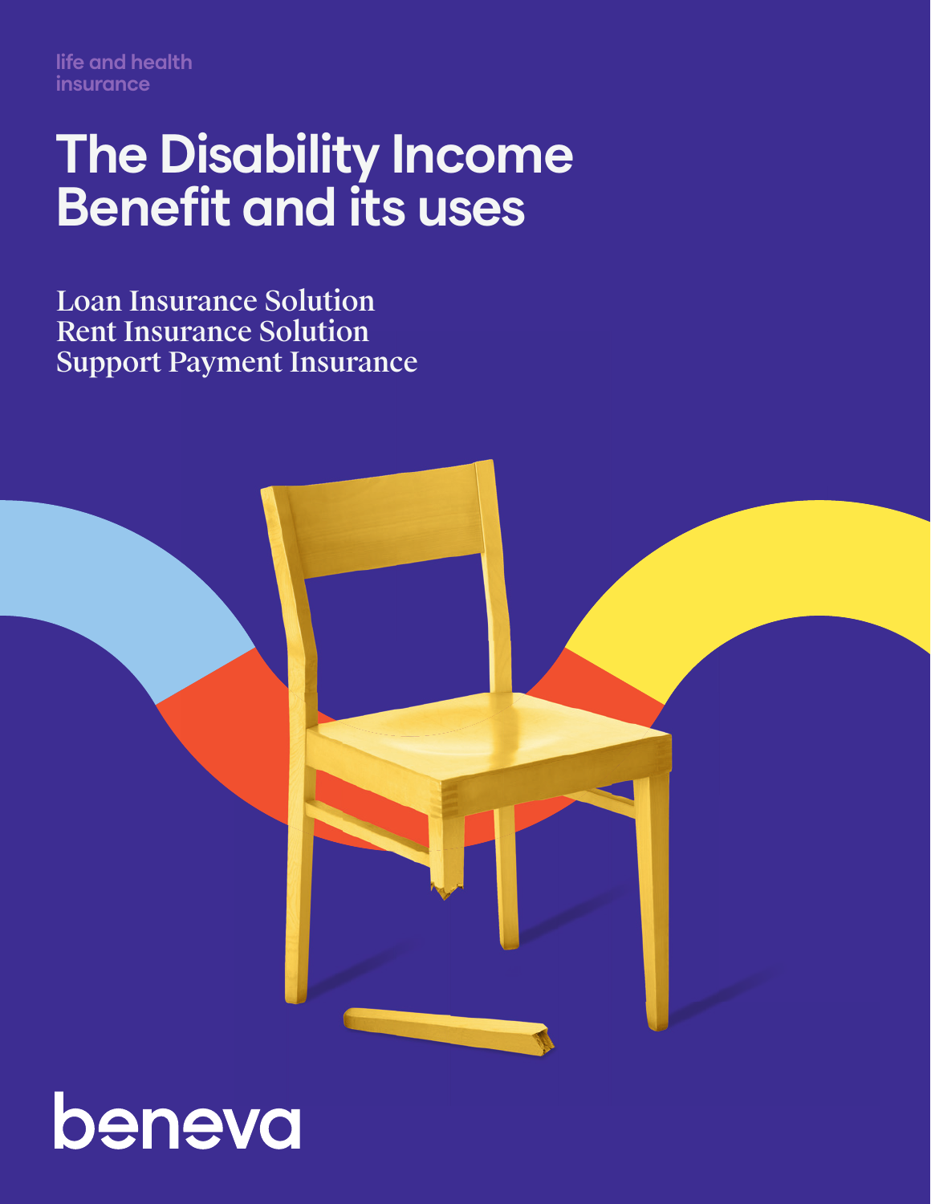life and health insurance

# The Disability Income Benefit and its uses

Loan Insurance Solution
Rent Insurance Solution
Support Payment Insurance

beneva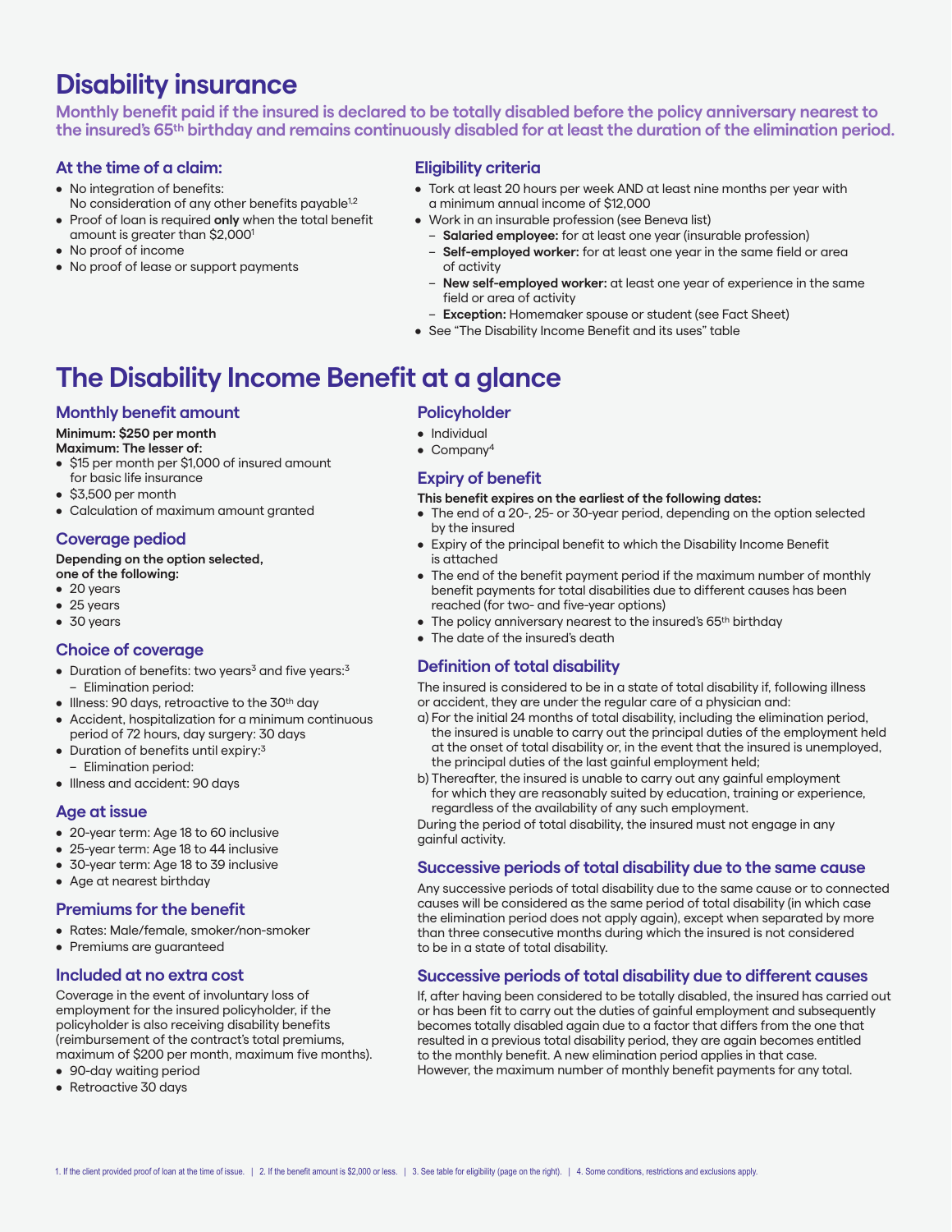# Disability insurance

**Monthly benefit paid if the insured is declared to be totally disabled before the policy anniversary nearest to the insured's 65th birthday and remains continuously disabled for at least the duration of the elimination period.**

### At the time of a claim:

- No integration of benefits: No consideration of any other benefits payable[1,2]
- Proof of loan is required **only** when the total benefit amount is greater than $2,000[1]
- No proof of income
- No proof of lease or support payments

### Eligibility criteria

- Tork at least 20 hours per week AND at least nine months per year with a minimum annual income of $12,000
- Work in an insurable profession (see Beneva list)
  - **Salaried employee:** for at least one year (insurable profession)
  - **Self-employed worker:** for at least one year in the same field or area of activity
  - **New self-employed worker:** at least one year of experience in the same field or area of activity
  - **Exception:** Homemaker spouse or student (see Fact Sheet)
- See "The Disability Income Benefit and its uses" table

# The Disability Income Benefit at a glance

### Monthly benefit amount

**Minimum: $250 per month**
**Maximum: The lesser of:**

- $15 per month per $1,000 of insured amount for basic life insurance
- $3,500 per month
- Calculation of maximum amount granted

### Coverage pediod

**Depending on the option selected, one of the following:**

- 20 years
- 25 years
- 30 years

### Choice of coverage

- Duration of benefits: two years[3] and five years:[3]
  - Elimination period:
- Illness: 90 days, retroactive to the 30th day
- Accident, hospitalization for a minimum continuous period of 72 hours, day surgery: 30 days
- Duration of benefits until expiry:[3]
  - Elimination period:
- Illness and accident: 90 days

### Age at issue

- 20-year term: Age 18 to 60 inclusive
- 25-year term: Age 18 to 44 inclusive
- 30-year term: Age 18 to 39 inclusive
- Age at nearest birthday

### Premiums for the benefit

- Rates: Male/female, smoker/non-smoker
- Premiums are guaranteed

### Included at no extra cost

Coverage in the event of involuntary loss of employment for the insured policyholder, if the policyholder is also receiving disability benefits (reimbursement of the contract's total premiums, maximum of $200 per month, maximum five months).

- 90-day waiting period
- Retroactive 30 days

### Policyholder

- Individual
- Company[4]

### Expiry of benefit

**This benefit expires on the earliest of the following dates:**

- The end of a 20-, 25- or 30-year period, depending on the option selected by the insured
- Expiry of the principal benefit to which the Disability Income Benefit is attached
- The end of the benefit payment period if the maximum number of monthly benefit payments for total disabilities due to different causes has been reached (for two- and five-year options)
- The policy anniversary nearest to the insured's 65th birthday
- The date of the insured's death

### Definition of total disability

The insured is considered to be in a state of total disability if, following illness or accident, they are under the regular care of a physician and:

a) For the initial 24 months of total disability, including the elimination period, the insured is unable to carry out the principal duties of the employment held at the onset of total disability or, in the event that the insured is unemployed, the principal duties of the last gainful employment held;

b) Thereafter, the insured is unable to carry out any gainful employment for which they are reasonably suited by education, training or experience, regardless of the availability of any such employment.

During the period of total disability, the insured must not engage in any gainful activity.

### Successive periods of total disability due to the same cause

Any successive periods of total disability due to the same cause or to connected causes will be considered as the same period of total disability (in which case the elimination period does not apply again), except when separated by more than three consecutive months during which the insured is not considered to be in a state of total disability.

### Successive periods of total disability due to different causes

If, after having been considered to be totally disabled, the insured has carried out or has been fit to carry out the duties of gainful employment and subsequently becomes totally disabled again due to a factor that differs from the one that resulted in a previous total disability period, they are again becomes entitled to the monthly benefit. A new elimination period applies in that case. However, the maximum number of monthly benefit payments for any total.

1. If the client provided proof of loan at the time of issue. | 2. If the benefit amount is $2,000 or less. | 3. See table for eligibility (page on the right). | 4. Some conditions, restrictions and exclusions apply.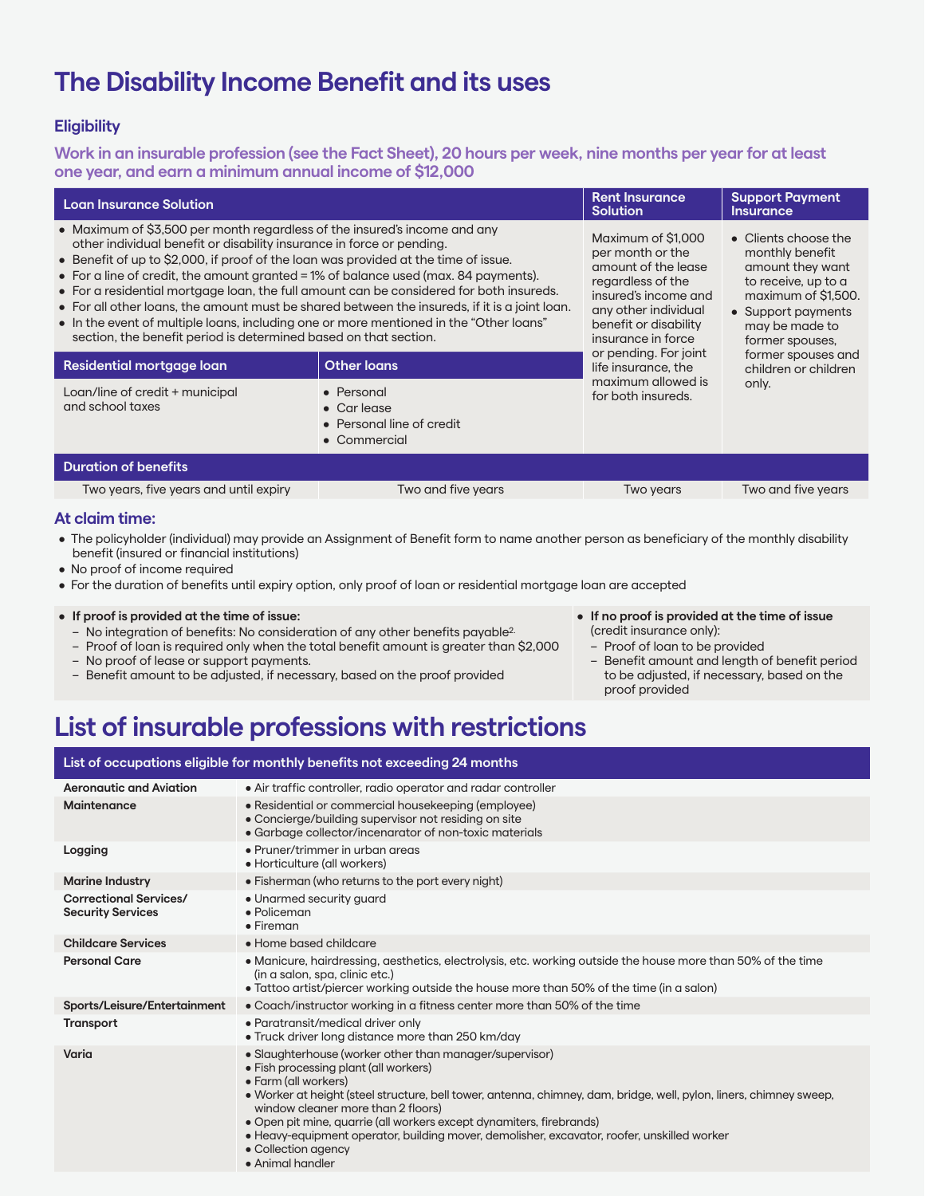# The Disability Income Benefit and its uses

## Eligibility

**Work in an insurable profession (see the Fact Sheet), 20 hours per week, nine months per year for at least one year, and earn a minimum annual income of $12,000**

| Loan Insurance Solution | | Rent Insurance Solution | Support Payment Insurance |
|---|---|---|---|
| • Maximum of $3,500 per month regardless of the insured's income and any other individual benefit or disability insurance in force or pending.<br>• Benefit of up to $2,000, if proof of the loan was provided at the time of issue.<br>• For a line of credit, the amount granted = 1% of balance used (max. 84 payments).<br>• For a residential mortgage loan, the full amount can be considered for both insureds.<br>• For all other loans, the amount must be shared between the insureds, if it is a joint loan.<br>• In the event of multiple loans, including one or more mentioned in the "Other loans" section, the benefit period is determined based on that section. | | Maximum of $1,000 per month or the amount of the lease regardless of the insured's income and any other individual benefit or disability insurance in force or pending. For joint life insurance, the maximum allowed is for both insureds. | • Clients choose the monthly benefit amount they want to receive, up to a maximum of $1,500.<br>• Support payments may be made to former spouses, former spouses and children or children only. |
| **Residential mortgage loan** | **Other loans** | | |
| Loan/line of credit + municipal and school taxes | • Personal<br>• Car lease<br>• Personal line of credit<br>• Commercial | | |
| **Duration of benefits** | | | |
| Two years, five years and until expiry | Two and five years | Two years | Two and five years |

## At claim time:

- The policyholder (individual) may provide an Assignment of Benefit form to name another person as beneficiary of the monthly disability benefit (insured or financial institutions)
- No proof of income required
- For the duration of benefits until expiry option, only proof of loan or residential mortgage loan are accepted

- **If proof is provided at the time of issue:**
  - No integration of benefits: No consideration of any other benefits payable[2].
  - Proof of loan is required only when the total benefit amount is greater than $2,000
  - No proof of lease or support payments.
  - Benefit amount to be adjusted, if necessary, based on the proof provided

- **If no proof is provided at the time of issue** (credit insurance only):
  - Proof of loan to be provided
  - Benefit amount and length of benefit period to be adjusted, if necessary, based on the proof provided

# List of insurable professions with restrictions

| List of occupations eligible for monthly benefits not exceeding 24 months | |
|---|---|
| **Aeronautic and Aviation** | • Air traffic controller, radio operator and radar controller |
| **Maintenance** | • Residential or commercial housekeeping (employee)<br>• Concierge/building supervisor not residing on site<br>• Garbage collector/incenarator of non-toxic materials |
| **Logging** | • Pruner/trimmer in urban areas<br>• Horticulture (all workers) |
| **Marine Industry** | • Fisherman (who returns to the port every night) |
| **Correctional Services/ Security Services** | • Unarmed security guard<br>• Policeman<br>• Fireman |
| **Childcare Services** | • Home based childcare |
| **Personal Care** | • Manicure, hairdressing, aesthetics, electrolysis, etc. working outside the house more than 50% of the time (in a salon, spa, clinic etc.)<br>• Tattoo artist/piercer working outside the house more than 50% of the time (in a salon) |
| **Sports/Leisure/Entertainment** | • Coach/instructor working in a fitness center more than 50% of the time |
| **Transport** | • Paratransit/medical driver only<br>• Truck driver long distance more than 250 km/day |
| **Varia** | • Slaughterhouse (worker other than manager/supervisor)<br>• Fish processing plant (all workers)<br>• Farm (all workers)<br>• Worker at height (steel structure, bell tower, antenna, chimney, dam, bridge, well, pylon, liners, chimney sweep, window cleaner more than 2 floors)<br>• Open pit mine, quarrie (all workers except dynamiters, firebrands)<br>• Heavy-equipment operator, building mover, demolisher, excavator, roofer, unskilled worker<br>• Collection agency<br>• Animal handler |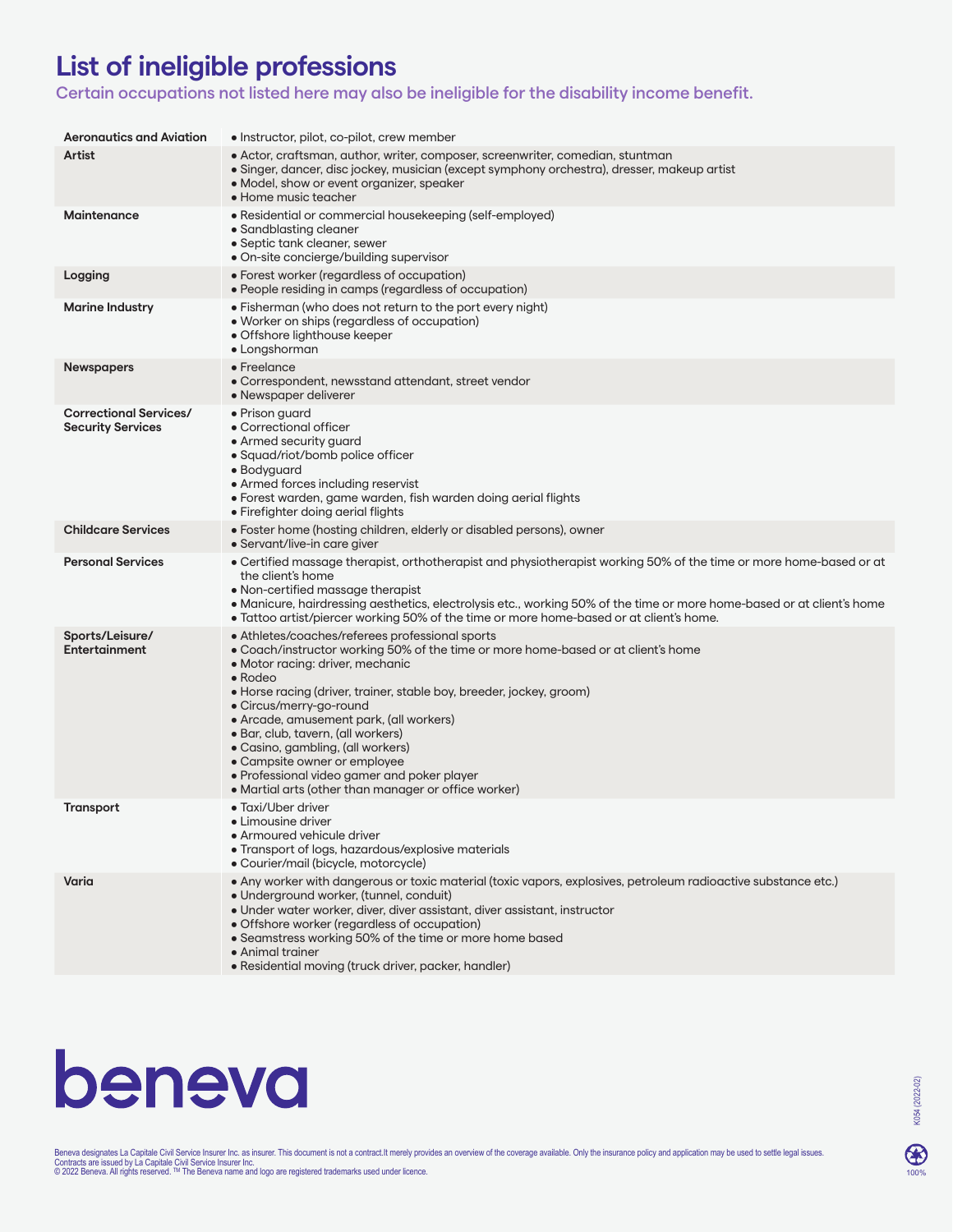# List of ineligible professions

**Certain occupations not listed here may also be ineligible for the disability income benefit.**

| | |
|---|---|
| **Aeronautics and Aviation** | • Instructor, pilot, co-pilot, crew member |
| **Artist** | • Actor, craftsman, author, writer, composer, screenwriter, comedian, stuntman<br>• Singer, dancer, disc jockey, musician (except symphony orchestra), dresser, makeup artist<br>• Model, show or event organizer, speaker<br>• Home music teacher |
| **Maintenance** | • Residential or commercial housekeeping (self-employed)<br>• Sandblasting cleaner<br>• Septic tank cleaner, sewer<br>• On-site concierge/building supervisor |
| **Logging** | • Forest worker (regardless of occupation)<br>• People residing in camps (regardless of occupation) |
| **Marine Industry** | • Fisherman (who does not return to the port every night)<br>• Worker on ships (regardless of occupation)<br>• Offshore lighthouse keeper<br>• Longshorman |
| **Newspapers** | • Freelance<br>• Correspondent, newsstand attendant, street vendor<br>• Newspaper deliverer |
| **Correctional Services/ Security Services** | • Prison guard<br>• Correctional officer<br>• Armed security guard<br>• Squad/riot/bomb police officer<br>• Bodyguard<br>• Armed forces including reservist<br>• Forest warden, game warden, fish warden doing aerial flights<br>• Firefighter doing aerial flights |
| **Childcare Services** | • Foster home (hosting children, elderly or disabled persons), owner<br>• Servant/live-in care giver |
| **Personal Services** | • Certified massage therapist, orthotherapist and physiotherapist working 50% of the time or more home-based or at the client's home<br>• Non-certified massage therapist<br>• Manicure, hairdressing aesthetics, electrolysis etc., working 50% of the time or more home-based or at client's home<br>• Tattoo artist/piercer working 50% of the time or more home-based or at client's home. |
| **Sports/Leisure/ Entertainment** | • Athletes/coaches/referees professional sports<br>• Coach/instructor working 50% of the time or more home-based or at client's home<br>• Motor racing: driver, mechanic<br>• Rodeo<br>• Horse racing (driver, trainer, stable boy, breeder, jockey, groom)<br>• Circus/merry-go-round<br>• Arcade, amusement park, (all workers)<br>• Bar, club, tavern, (all workers)<br>• Casino, gambling, (all workers)<br>• Campsite owner or employee<br>• Professional video gamer and poker player<br>• Martial arts (other than manager or office worker) |
| **Transport** | • Taxi/Uber driver<br>• Limousine driver<br>• Armoured vehicule driver<br>• Transport of logs, hazardous/explosive materials<br>• Courier/mail (bicycle, motorcycle) |
| **Varia** | • Any worker with dangerous or toxic material (toxic vapors, explosives, petroleum radioactive substance etc.)<br>• Underground worker, (tunnel, conduit)<br>• Under water worker, diver, diver assistant, diver assistant, instructor<br>• Offshore worker (regardless of occupation)<br>• Seamstress working 50% of the time or more home based<br>• Animal trainer<br>• Residential moving (truck driver, packer, handler) |

beneva

Beneva designates La Capitale Civil Service Insurer Inc. as insurer. This document is not a contract.It merely provides an overview of the coverage available. Only the insurance policy and application may be used to settle legal issues.
Contracts are issued by La Capitale Civil Service Insurer Inc.
© 2022 Beneva. All rights reserved. ™ The Beneva name and logo are registered trademarks used under licence.

K054 (2022-02)

100%